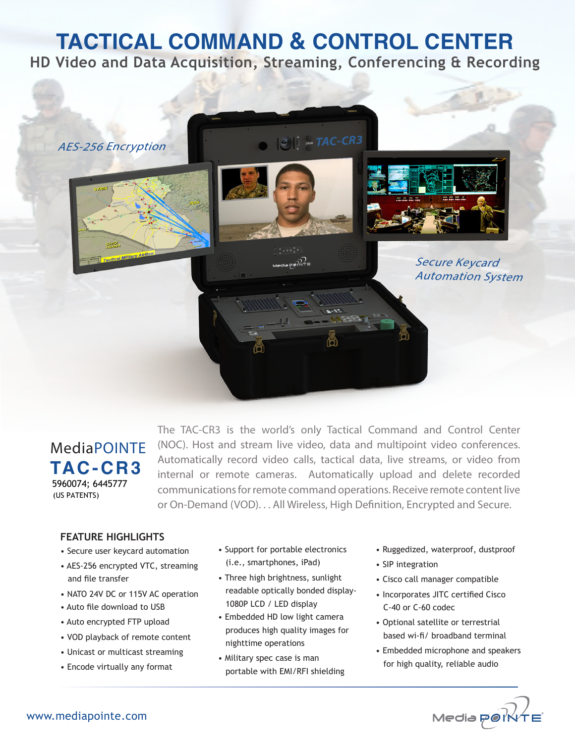# TACTICAL COMMAND & CONTROL CENTER

## HD Video and Data Acquisition, Streaming, Conferencing & Recording

*AES-256 Encryption*

*Secure Keycard Automation System*

MediaPOINTE

**TAC-CR3**

5960074; 6445777
(US PATENTS)

The TAC-CR3 is the world's only Tactical Command and Control Center (NOC). Host and stream live video, data and multipoint video conferences. Automatically record video calls, tactical data, live streams, or video from internal or remote cameras. Automatically upload and delete recorded communications for remote command operations. Receive remote content live or On-Demand (VOD). . . All Wireless, High Definition, Encrypted and Secure.

### FEATURE HIGHLIGHTS

- Secure user keycard automation
- AES-256 encrypted VTC, streaming and file transfer
- NATO 24V DC or 115V AC operation
- Auto file download to USB
- Auto encrypted FTP upload
- VOD playback of remote content
- Unicast or multicast streaming
- Encode virtually any format
- Support for portable electronics (i.e., smartphones, iPad)
- Three high brightness, sunlight readable optically bonded display- 1080P LCD / LED display
- Embedded HD low light camera produces high quality images for nighttime operations
- Military spec case is man portable with EMI/RFI shielding
- Ruggedized, waterproof, dustproof
- SIP integration
- Cisco call manager compatible
- Incorporates JITC certified Cisco C-40 or C-60 codec
- Optional satellite or terrestrial based wi-fi/ broadband terminal
- Embedded microphone and speakers for high quality, reliable audio

www.mediapointe.com

MediaPOINTE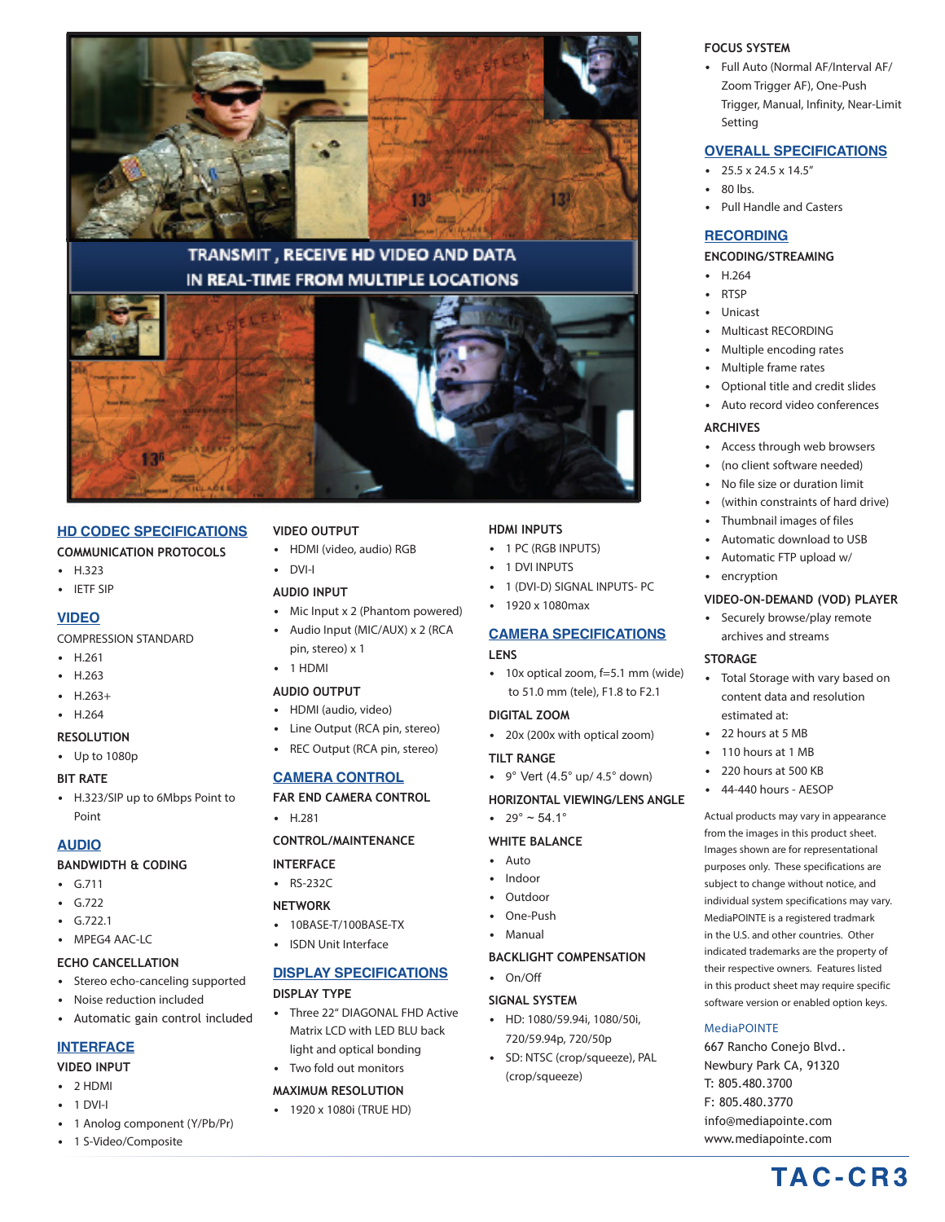TRANSMIT , RECEIVE HD VIDEO AND DATA IN REAL-TIME FROM MULTIPLE LOCATIONS

## HD CODEC SPECIFICATIONS

### COMMUNICATION PROTOCOLS

- H.323
- IETF SIP

## VIDEO

### COMPRESSION STANDARD

- H.261
- H.263
- H.263+
- H.264

### RESOLUTION

- Up to 1080p

### BIT RATE

- H.323/SIP up to 6Mbps Point to Point

## AUDIO

### BANDWIDTH & CODING

- G.711
- G.722
- G.722.1
- MPEG4 AAC-LC

### ECHO CANCELLATION

- Stereo echo-canceling supported
- Noise reduction included
- Automatic gain control included

## INTERFACE

### VIDEO INPUT

- 2 HDMI
- 1 DVI-I
- 1 Anolog component (Y/Pb/Pr)
- 1 S-Video/Composite

### VIDEO OUTPUT

- HDMI (video, audio) RGB
- DVI-I

### AUDIO INPUT

- Mic Input x 2 (Phantom powered)
- Audio Input (MIC/AUX) x 2 (RCA pin, stereo) x 1
- 1 HDMI

### AUDIO OUTPUT

- HDMI (audio, video)
- Line Output (RCA pin, stereo)
- REC Output (RCA pin, stereo)

## CAMERA CONTROL

### FAR END CAMERA CONTROL

- H.281

### CONTROL/MAINTENANCE

### INTERFACE

- RS-232C

### NETWORK

- 10BASE-T/100BASE-TX
- ISDN Unit Interface

## DISPLAY SPECIFICATIONS

### DISPLAY TYPE

- Three 22" DIAGONAL FHD Active Matrix LCD with LED BLU back light and optical bonding
- Two fold out monitors

### MAXIMUM RESOLUTION

- 1920 x 1080i (TRUE HD)

### HDMI INPUTS

- 1 PC (RGB INPUTS)
- 1 DVI INPUTS
- 1 (DVI-D) SIGNAL INPUTS- PC
- 1920 x 1080max

## CAMERA SPECIFICATIONS

### LENS

- 10x optical zoom, f=5.1 mm (wide) to 51.0 mm (tele), F1.8 to F2.1

### DIGITAL ZOOM

- 20x (200x with optical zoom)

### TILT RANGE

- 9° Vert (4.5° up/ 4.5° down)

### HORIZONTAL VIEWING/LENS ANGLE

- 29° ~ 54.1°

### WHITE BALANCE

- Auto
- Indoor
- Outdoor
- One-Push
- Manual

### BACKLIGHT COMPENSATION

- On/Off

### SIGNAL SYSTEM

- HD: 1080/59.94i, 1080/50i, 720/59.94p, 720/50p
- SD: NTSC (crop/squeeze), PAL (crop/squeeze)

### FOCUS SYSTEM

- Full Auto (Normal AF/Interval AF/ Zoom Trigger AF), One-Push Trigger, Manual, Infinity, Near-Limit Setting

## OVERALL SPECIFICATIONS

- 25.5 x 24.5 x 14.5"
- 80 lbs.
- Pull Handle and Casters

## RECORDING

### ENCODING/STREAMING

- H.264
- RTSP
- Unicast
- Multicast RECORDING
- Multiple encoding rates
- Multiple frame rates
- Optional title and credit slides
- Auto record video conferences

### ARCHIVES

- Access through web browsers
- (no client software needed)
- No file size or duration limit
- (within constraints of hard drive)
- Thumbnail images of files
- Automatic download to USB
- Automatic FTP upload w/
- encryption

### VIDEO-ON-DEMAND (VOD) PLAYER

- Securely browse/play remote archives and streams

### STORAGE

- Total Storage with vary based on content data and resolution estimated at:
- 22 hours at 5 MB
- 110 hours at 1 MB
- 220 hours at 500 KB
- 44-449 hours - AESOP

Actual products may vary in appearance from the images in this product sheet. Images shown are for representational purposes only. These specifications are subject to change without notice, and individual system specifications may vary. MediaPOINTE is a registered tradmark in the U.S. and other countries. Other indicated trademarks are the property of their respective owners. Features listed in this product sheet may require specific software version or enabled option keys.

MediaPOINTE
667 Rancho Conejo Blvd..
Newbury Park CA, 91320
T: 805.480.3700
F: 805.480.3770
info@mediapointe.com
www.mediapointe.com

# TAC-CR3